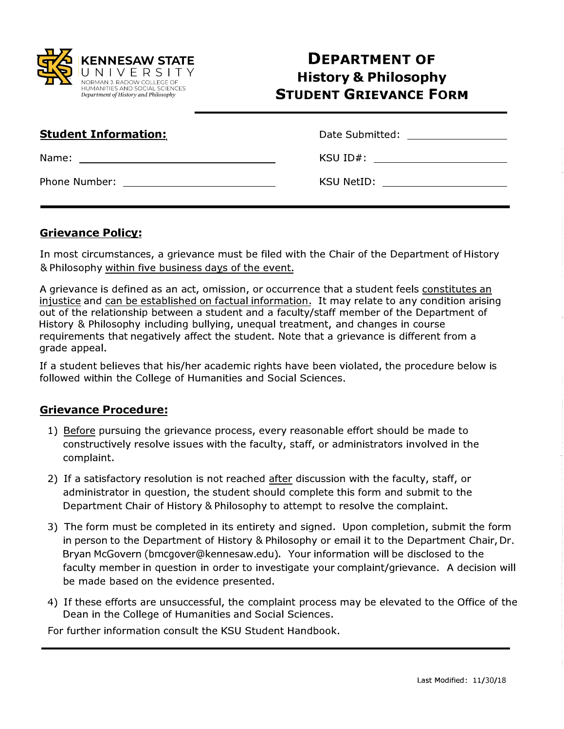KENNESAW STATE UNIVERSITY
NORMAN J. RADOW COLLEGE OF HUMANITIES AND SOCIAL SCIENCES
*Department of History and Philosophy*

# DEPARTMENT OF History & Philosophy STUDENT GRIEVANCE FORM

**Student Information:**

Date Submitted: ____________________

Name: ________________________________________

KSU ID#: ________________________

Phone Number: ______________________________

KSU NetID: ______________________

## Grievance Policy:

In most circumstances, a grievance must be filed with the Chair of the Department of History & Philosophy within five business days of the event.

A grievance is defined as an act, omission, or occurrence that a student feels constitutes an injustice and can be established on factual information. It may relate to any condition arising out of the relationship between a student and a faculty/staff member of the Department of History & Philosophy including bullying, unequal treatment, and changes in course requirements that negatively affect the student. Note that a grievance is different from a grade appeal.

If a student believes that his/her academic rights have been violated, the procedure below is followed within the College of Humanities and Social Sciences.

## Grievance Procedure:

1) Before pursuing the grievance process, every reasonable effort should be made to constructively resolve issues with the faculty, staff, or administrators involved in the complaint.
2) If a satisfactory resolution is not reached after discussion with the faculty, staff, or administrator in question, the student should complete this form and submit to the Department Chair of History & Philosophy to attempt to resolve the complaint.
3) The form must be completed in its entirety and signed. Upon completion, submit the form in person to the Department of History & Philosophy or email it to the Department Chair, Dr. Bryan McGovern (bmcgover@kennesaw.edu). Your information will be disclosed to the faculty member in question in order to investigate your complaint/grievance. A decision will be made based on the evidence presented.
4) If these efforts are unsuccessful, the complaint process may be elevated to the Office of the Dean in the College of Humanities and Social Sciences.

For further information consult the KSU Student Handbook.

Last Modified: 11/30/18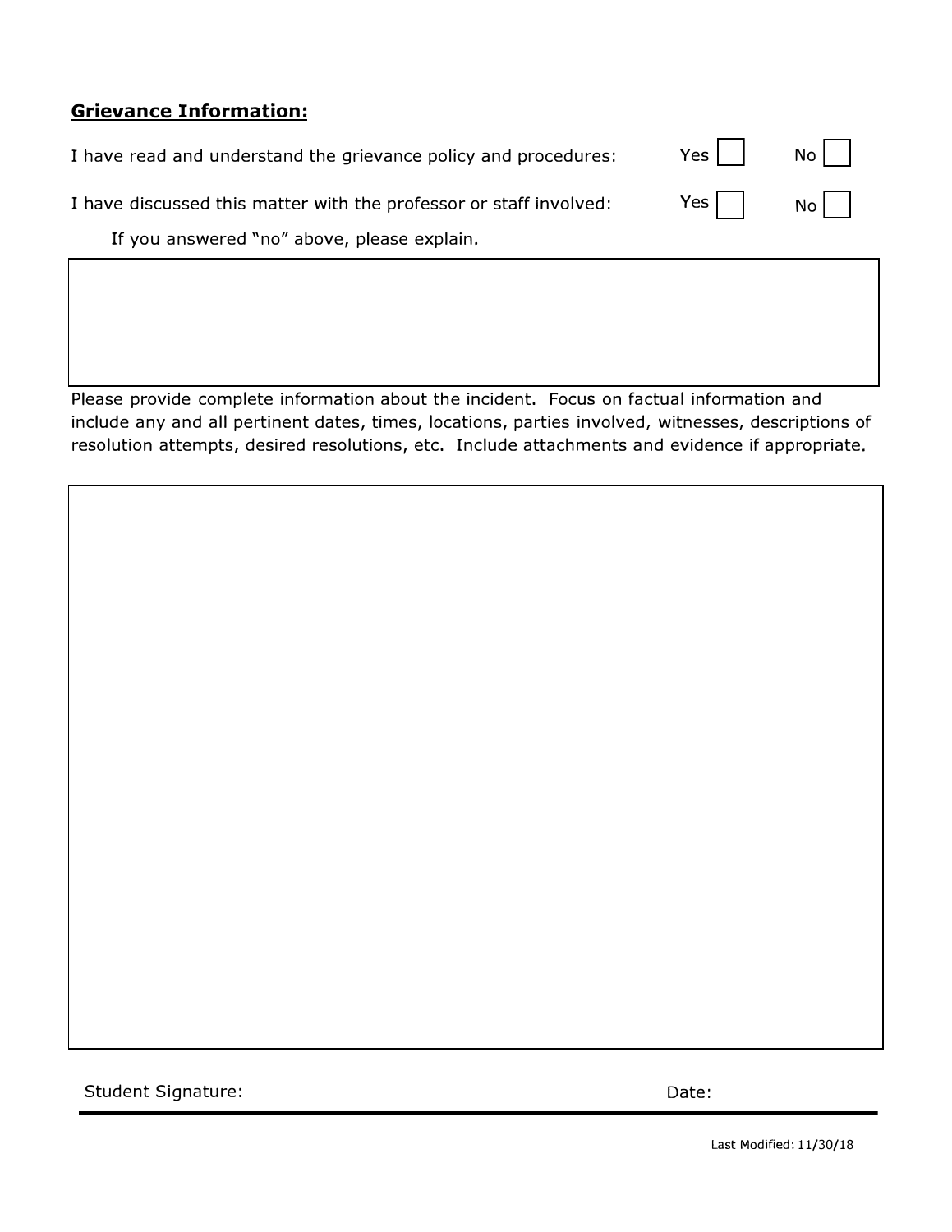## Grievance Information:

I have read and understand the grievance policy and procedures: Yes ☐ No ☐

I have discussed this matter with the professor or staff involved: Yes ☐ No ☐

If you answered "no" above, please explain.

Please provide complete information about the incident. Focus on factual information and include any and all pertinent dates, times, locations, parties involved, witnesses, descriptions of resolution attempts, desired resolutions, etc. Include attachments and evidence if appropriate.

Student Signature: Date:

Last Modified: 11/30/18